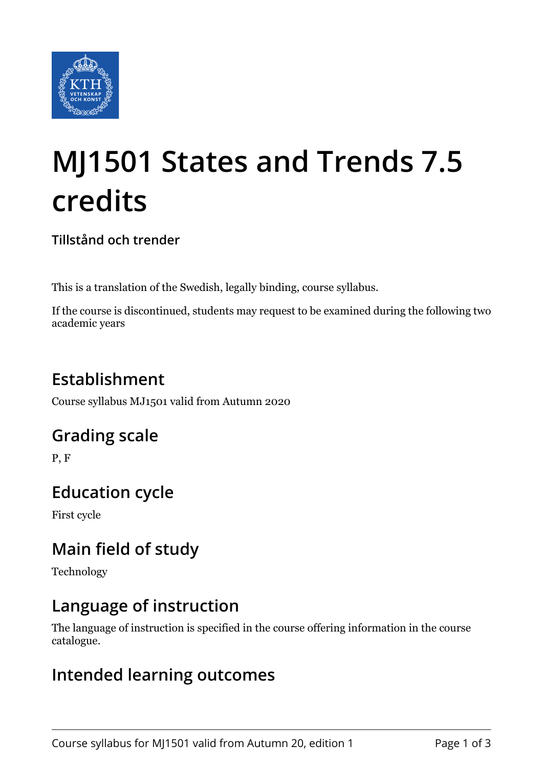# MJ1501 States and Trends 7.5 credits

**Tillstånd och trender**

This is a translation of the Swedish, legally binding, course syllabus.

If the course is discontinued, students may request to be examined during the following two academic years

## Establishment

Course syllabus MJ1501 valid from Autumn 2020

## Grading scale

P, F

## Education cycle

First cycle

## Main field of study

Technology

## Language of instruction

The language of instruction is specified in the course offering information in the course catalogue.

## Intended learning outcomes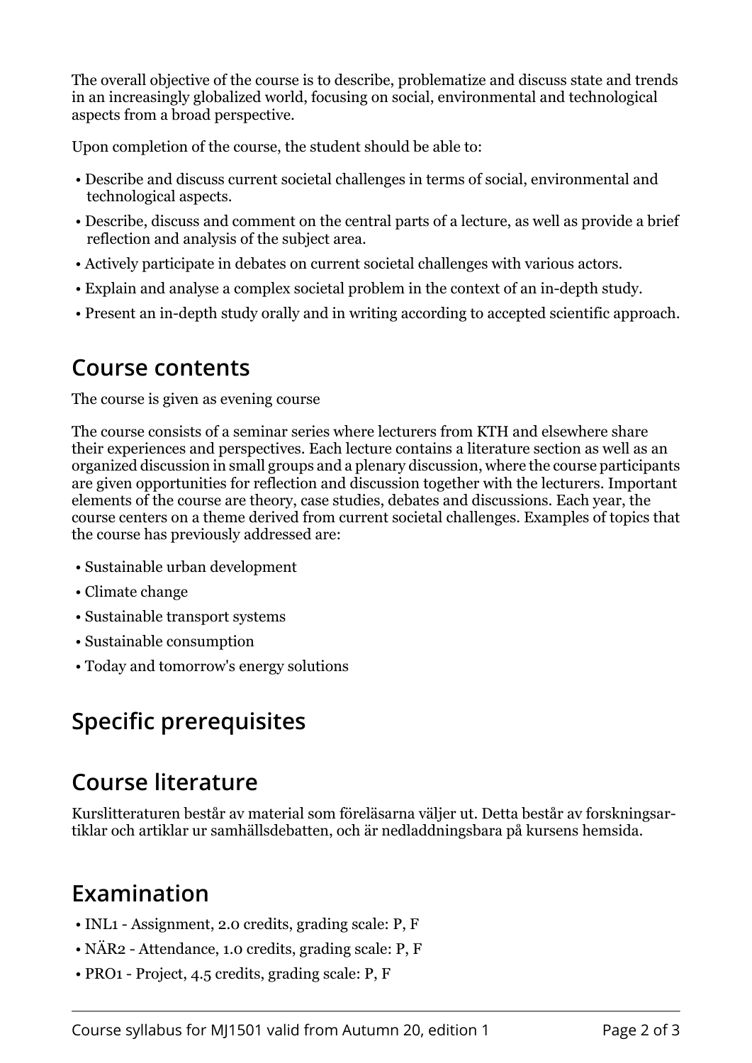The overall objective of the course is to describe, problematize and discuss state and trends in an increasingly globalized world, focusing on social, environmental and technological aspects from a broad perspective.

Upon completion of the course, the student should be able to:

- Describe and discuss current societal challenges in terms of social, environmental and technological aspects.
- Describe, discuss and comment on the central parts of a lecture, as well as provide a brief reflection and analysis of the subject area.
- Actively participate in debates on current societal challenges with various actors.
- Explain and analyse a complex societal problem in the context of an in-depth study.
- Present an in-depth study orally and in writing according to accepted scientific approach.

## Course contents

The course is given as evening course

The course consists of a seminar series where lecturers from KTH and elsewhere share their experiences and perspectives. Each lecture contains a literature section as well as an organized discussion in small groups and a plenary discussion, where the course participants are given opportunities for reflection and discussion together with the lecturers. Important elements of the course are theory, case studies, debates and discussions. Each year, the course centers on a theme derived from current societal challenges. Examples of topics that the course has previously addressed are:

- Sustainable urban development
- Climate change
- Sustainable transport systems
- Sustainable consumption
- Today and tomorrow's energy solutions

## Specific prerequisites

## Course literature

Kurslitteraturen består av material som föreläsarna väljer ut. Detta består av forskningsartiklar och artiklar ur samhällsdebatten, och är nedladdningsbara på kursens hemsida.

## Examination

- INL1 - Assignment, 2.0 credits, grading scale: P, F
- NÄR2 - Attendance, 1.0 credits, grading scale: P, F
- PRO1 - Project, 4.5 credits, grading scale: P, F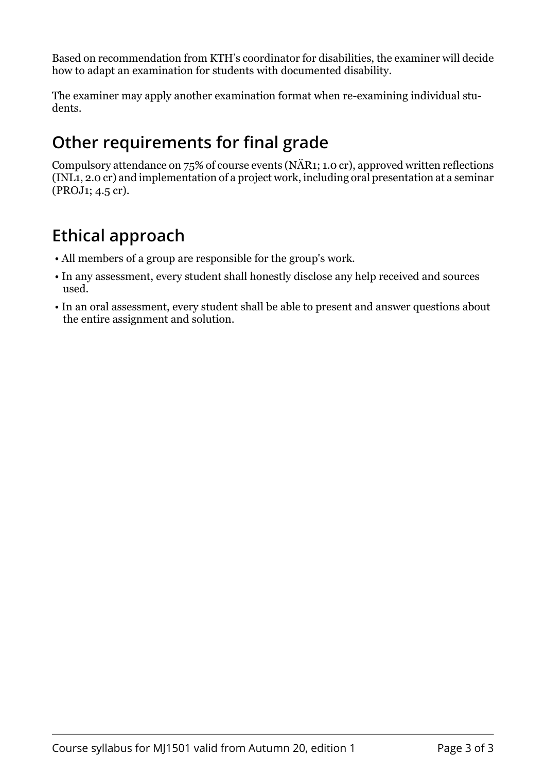Based on recommendation from KTH's coordinator for disabilities, the examiner will decide how to adapt an examination for students with documented disability.

The examiner may apply another examination format when re-examining individual students.

## Other requirements for final grade

Compulsory attendance on 75% of course events (NÄR1; 1.0 cr), approved written reflections (INL1, 2.0 cr) and implementation of a project work, including oral presentation at a seminar (PROJ1; 4.5 cr).

## Ethical approach

- All members of a group are responsible for the group's work.
- In any assessment, every student shall honestly disclose any help received and sources used.
- In an oral assessment, every student shall be able to present and answer questions about the entire assignment and solution.